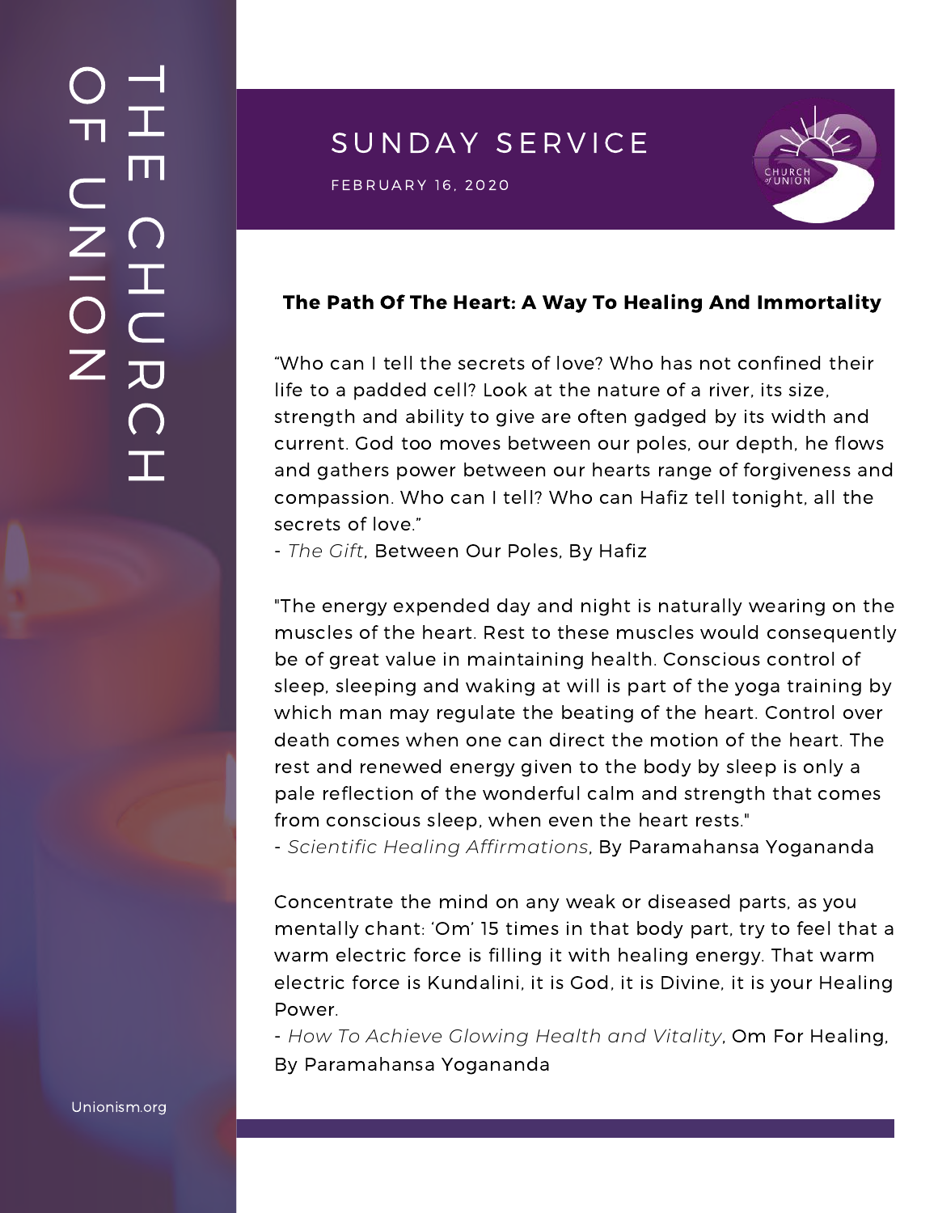# THE CHURCH OF UNION

## SUNDAY SERVICE

FEBRUARY 16, 2020

**The Path Of The Heart: A Way To Healing And Immortality**

“Who can I tell the secrets of love? Who has not confined their life to a padded cell? Look at the nature of a river, its size, strength and ability to give are often gadged by its width and current. God too moves between our poles, our depth, he flows and gathers power between our hearts range of forgiveness and compassion. Who can I tell? Who can Hafiz tell tonight, all the secrets of love.”
- *The Gift*, Between Our Poles, By Hafiz

"The energy expended day and night is naturally wearing on the muscles of the heart. Rest to these muscles would consequently be of great value in maintaining health. Conscious control of sleep, sleeping and waking at will is part of the yoga training by which man may regulate the beating of the heart. Control over death comes when one can direct the motion of the heart. The rest and renewed energy given to the body by sleep is only a pale reflection of the wonderful calm and strength that comes from conscious sleep, when even the heart rests."
- *Scientific Healing Affirmations*, By Paramahansa Yogananda

Concentrate the mind on any weak or diseased parts, as you mentally chant: ‘Om’ 15 times in that body part, try to feel that a warm electric force is filling it with healing energy. That warm electric force is Kundalini, it is God, it is Divine, it is your Healing Power.
- *How To Achieve Glowing Health and Vitality*, Om For Healing, By Paramahansa Yogananda

Unionism.org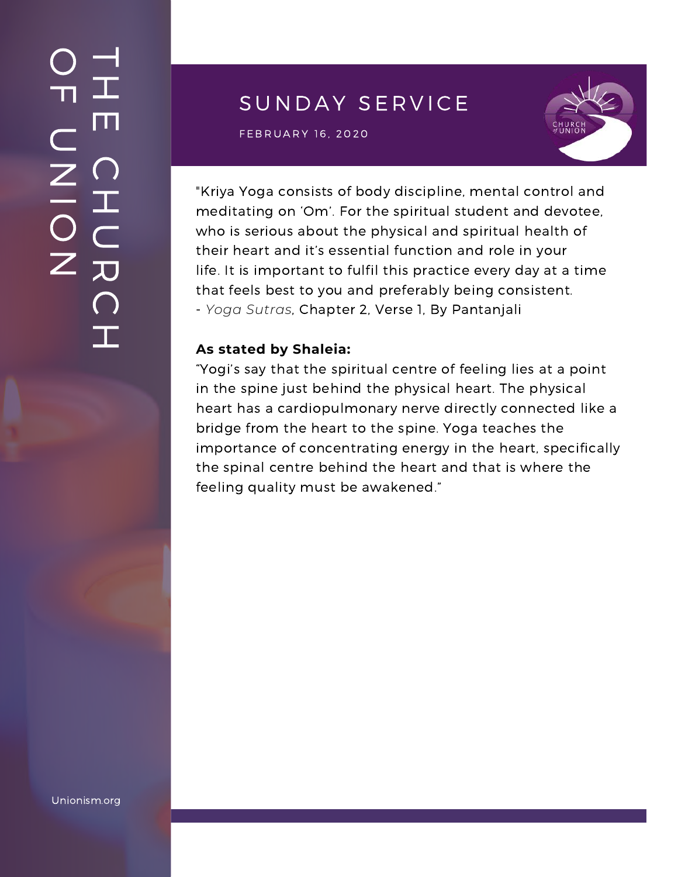THE CHURCH OF UNION

# SUNDAY SERVICE

FEBRUARY 16, 2020

"Kriya Yoga consists of body discipline, mental control and meditating on 'Om'. For the spiritual student and devotee, who is serious about the physical and spiritual health of their heart and it's essential function and role in your life. It is important to fulfil this practice every day at a time that feels best to you and preferably being consistent.
- *Yoga Sutras*, Chapter 2, Verse 1, By Pantanjali

**As stated by Shaleia:**
"Yogi's say that the spiritual centre of feeling lies at a point in the spine just behind the physical heart. The physical heart has a cardiopulmonary nerve directly connected like a bridge from the heart to the spine. Yoga teaches the importance of concentrating energy in the heart, specifically the spinal centre behind the heart and that is where the feeling quality must be awakened."

Unionism.org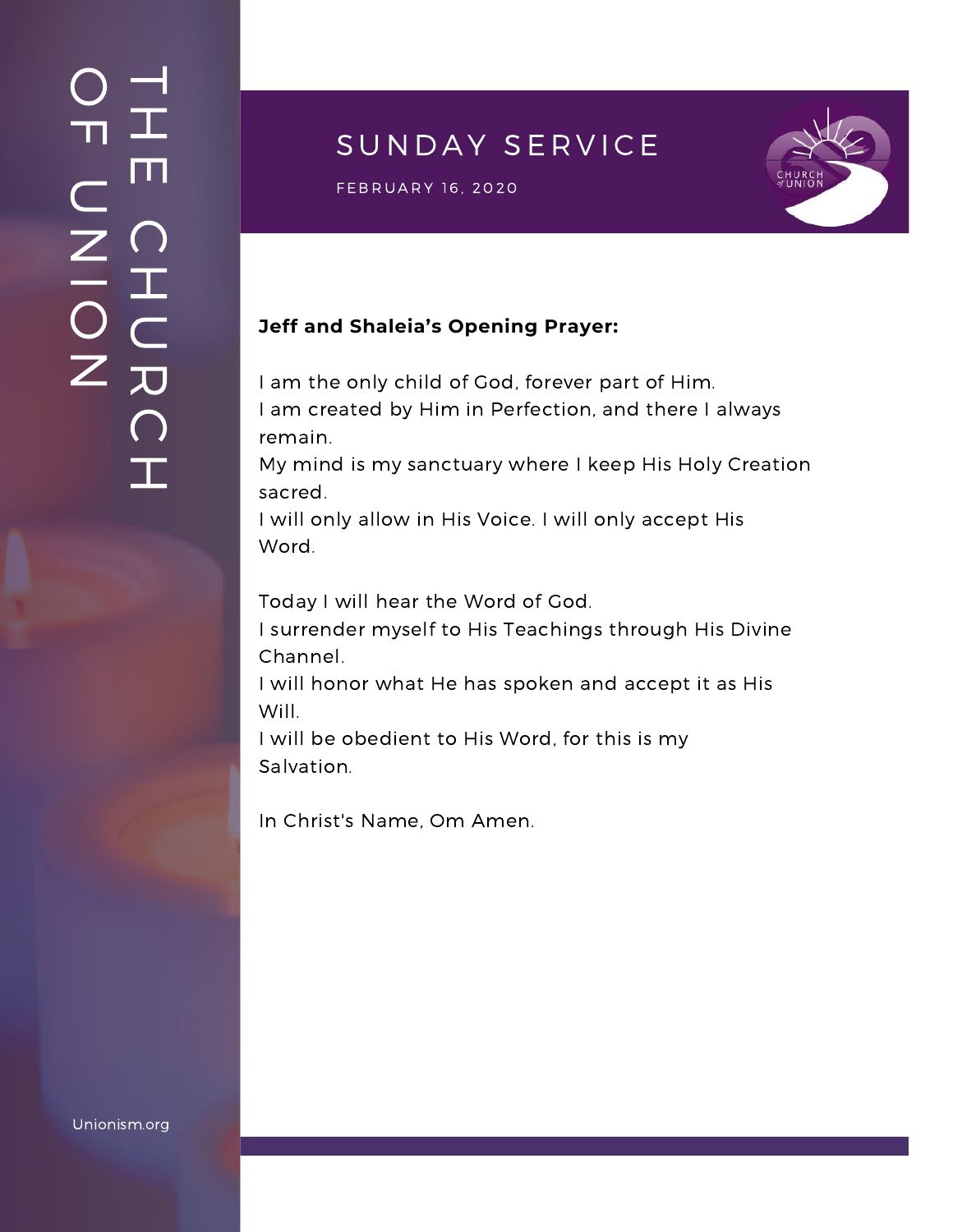# SUNDAY SERVICE

FEBRUARY 16, 2020

**Jeff and Shaleia's Opening Prayer:**

I am the only child of God, forever part of Him.
I am created by Him in Perfection, and there I always remain.
My mind is my sanctuary where I keep His Holy Creation sacred.
I will only allow in His Voice. I will only accept His Word.

Today I will hear the Word of God.
I surrender myself to His Teachings through His Divine Channel.
I will honor what He has spoken and accept it as His Will.
I will be obedient to His Word, for this is my Salvation.

In Christ's Name, Om Amen.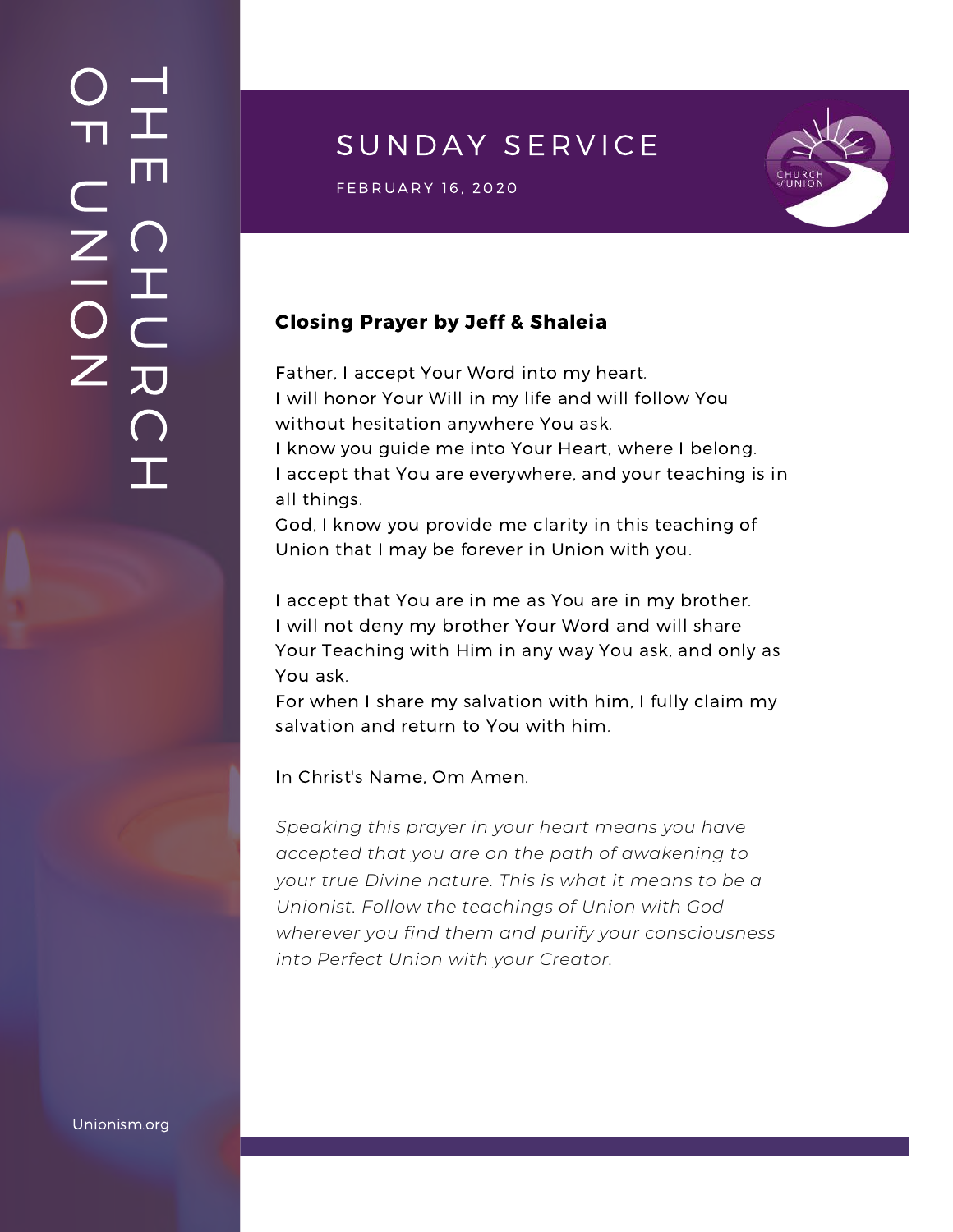# SUNDAY SERVICE

FEBRUARY 16, 2020

**Closing Prayer by Jeff & Shaleia**

Father, I accept Your Word into my heart.
I will honor Your Will in my life and will follow You without hesitation anywhere You ask.
I know you guide me into Your Heart, where I belong.
I accept that You are everywhere, and your teaching is in all things.
God, I know you provide me clarity in this teaching of Union that I may be forever in Union with you.

I accept that You are in me as You are in my brother.
I will not deny my brother Your Word and will share Your Teaching with Him in any way You ask, and only as You ask.
For when I share my salvation with him, I fully claim my salvation and return to You with him.

In Christ's Name, Om Amen.

*Speaking this prayer in your heart means you have accepted that you are on the path of awakening to your true Divine nature. This is what it means to be a Unionist. Follow the teachings of Union with God wherever you find them and purify your consciousness into Perfect Union with your Creator.*